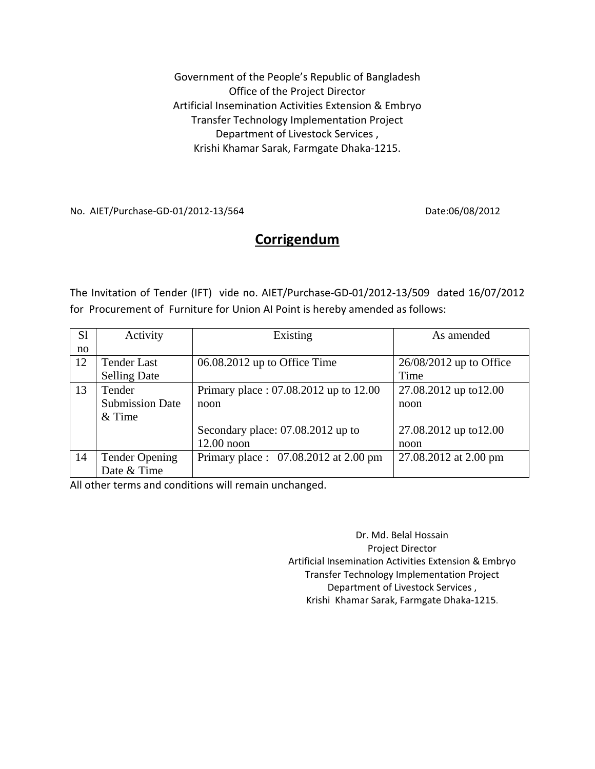Government of the People's Republic of Bangladesh
Office of the Project Director
Artificial Insemination Activities Extension & Embryo
Transfer Technology Implementation Project
Department of Livestock Services ,
Krishi Khamar Sarak, Farmgate Dhaka-1215.

No. AIET/Purchase-GD-01/2012-13/564 Date:06/08/2012

# Corrigendum

The Invitation of Tender (IFT) vide no. AIET/Purchase-GD-01/2012-13/509 dated 16/07/2012 for Procurement of Furniture for Union AI Point is hereby amended as follows:

| Sl no | Activity | Existing | As amended |
|---|---|---|---|
| 12 | Tender Last Selling Date | 06.08.2012 up to Office Time | 26/08/2012 up to Office Time |
| 13 | Tender Submission Date & Time | Primary place : 07.08.2012 up to 12.00 noon<br><br>Secondary place: 07.08.2012 up to 12.00 noon | 27.08.2012 up to12.00 noon<br><br>27.08.2012 up to12.00 noon |
| 14 | Tender Opening Date & Time | Primary place : 07.08.2012 at 2.00 pm | 27.08.2012 at 2.00 pm |

All other terms and conditions will remain unchanged.

Dr. Md. Belal Hossain
Project Director
Artificial Insemination Activities Extension & Embryo
Transfer Technology Implementation Project
Department of Livestock Services ,
Krishi Khamar Sarak, Farmgate Dhaka-1215.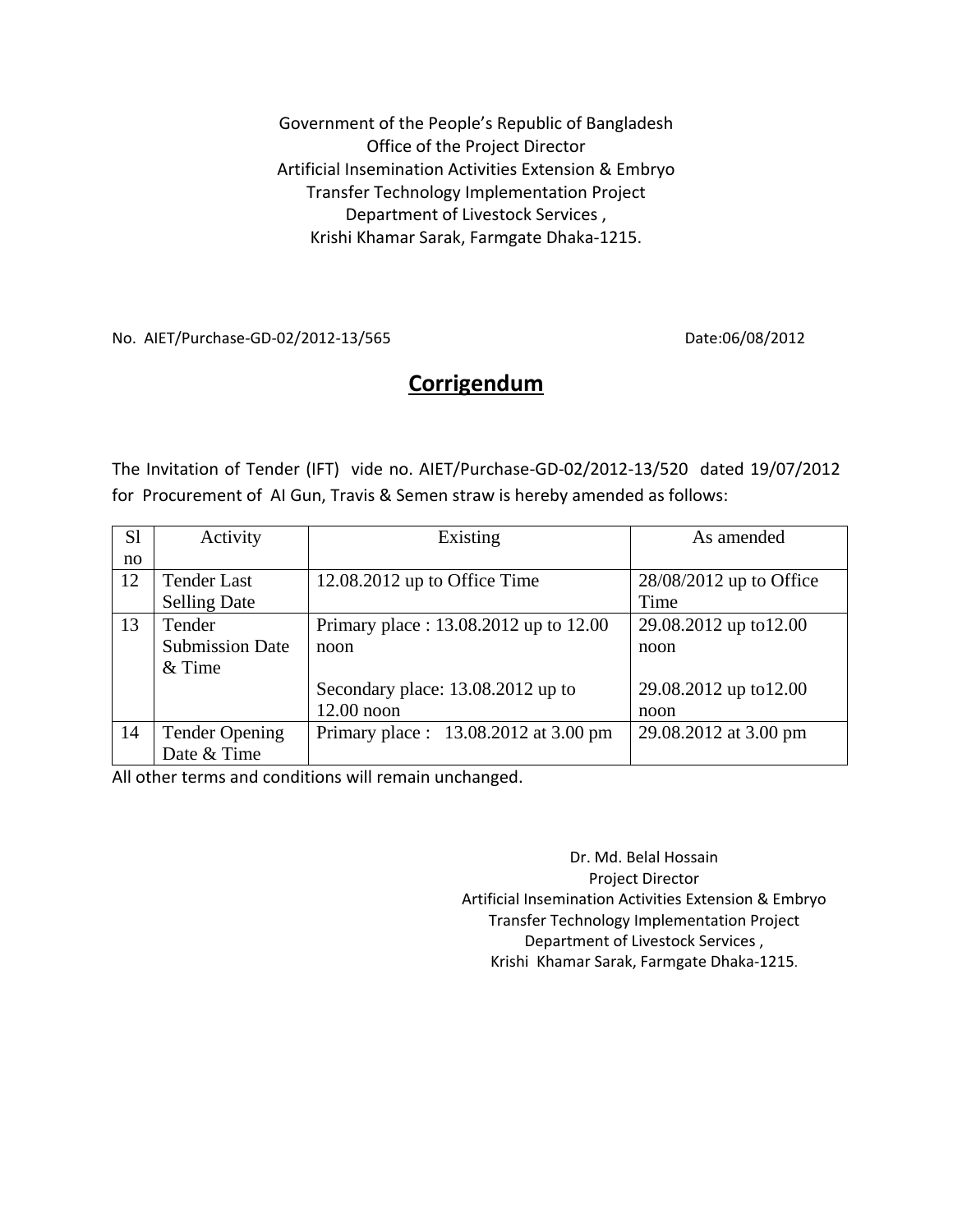Government of the People's Republic of Bangladesh
Office of the Project Director
Artificial Insemination Activities Extension & Embryo
Transfer Technology Implementation Project
Department of Livestock Services ,
Krishi Khamar Sarak, Farmgate Dhaka-1215.

No. AIET/Purchase-GD-02/2012-13/565 Date:06/08/2012

# Corrigendum

The Invitation of Tender (IFT) vide no. AIET/Purchase-GD-02/2012-13/520 dated 19/07/2012 for Procurement of AI Gun, Travis & Semen straw is hereby amended as follows:

| Sl no | Activity | Existing | As amended |
|---|---|---|---|
| 12 | Tender Last Selling Date | 12.08.2012 up to Office Time | 28/08/2012 up to Office Time |
| 13 | Tender Submission Date & Time | Primary place : 13.08.2012 up to 12.00 noon | 29.08.2012 up to12.00 noon |
| | | Secondary place: 13.08.2012 up to 12.00 noon | 29.08.2012 up to12.00 noon |
| 14 | Tender Opening Date & Time | Primary place : 13.08.2012 at 3.00 pm | 29.08.2012 at 3.00 pm |

All other terms and conditions will remain unchanged.

Dr. Md. Belal Hossain
Project Director
Artificial Insemination Activities Extension & Embryo
Transfer Technology Implementation Project
Department of Livestock Services ,
Krishi Khamar Sarak, Farmgate Dhaka-1215.